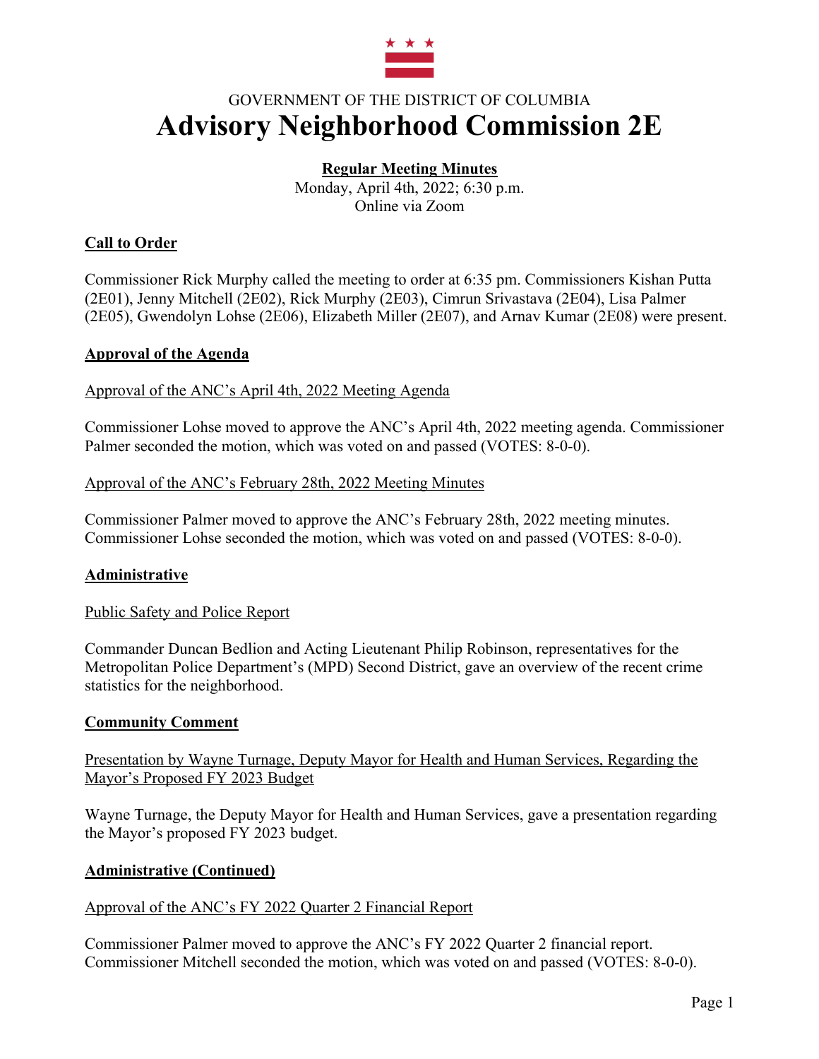GOVERNMENT OF THE DISTRICT OF COLUMBIA

# Advisory Neighborhood Commission 2E

**Regular Meeting Minutes**

Monday, April 4th, 2022; 6:30 p.m.
Online via Zoom

## Call to Order

Commissioner Rick Murphy called the meeting to order at 6:35 pm. Commissioners Kishan Putta (2E01), Jenny Mitchell (2E02), Rick Murphy (2E03), Cimrun Srivastava (2E04), Lisa Palmer (2E05), Gwendolyn Lohse (2E06), Elizabeth Miller (2E07), and Arnav Kumar (2E08) were present.

## Approval of the Agenda

### Approval of the ANC's April 4th, 2022 Meeting Agenda

Commissioner Lohse moved to approve the ANC's April 4th, 2022 meeting agenda. Commissioner Palmer seconded the motion, which was voted on and passed (VOTES: 8-0-0).

### Approval of the ANC's February 28th, 2022 Meeting Minutes

Commissioner Palmer moved to approve the ANC's February 28th, 2022 meeting minutes. Commissioner Lohse seconded the motion, which was voted on and passed (VOTES: 8-0-0).

## Administrative

### Public Safety and Police Report

Commander Duncan Bedlion and Acting Lieutenant Philip Robinson, representatives for the Metropolitan Police Department's (MPD) Second District, gave an overview of the recent crime statistics for the neighborhood.

## Community Comment

### Presentation by Wayne Turnage, Deputy Mayor for Health and Human Services, Regarding the Mayor's Proposed FY 2023 Budget

Wayne Turnage, the Deputy Mayor for Health and Human Services, gave a presentation regarding the Mayor's proposed FY 2023 budget.

## Administrative (Continued)

### Approval of the ANC's FY 2022 Quarter 2 Financial Report

Commissioner Palmer moved to approve the ANC's FY 2022 Quarter 2 financial report. Commissioner Mitchell seconded the motion, which was voted on and passed (VOTES: 8-0-0).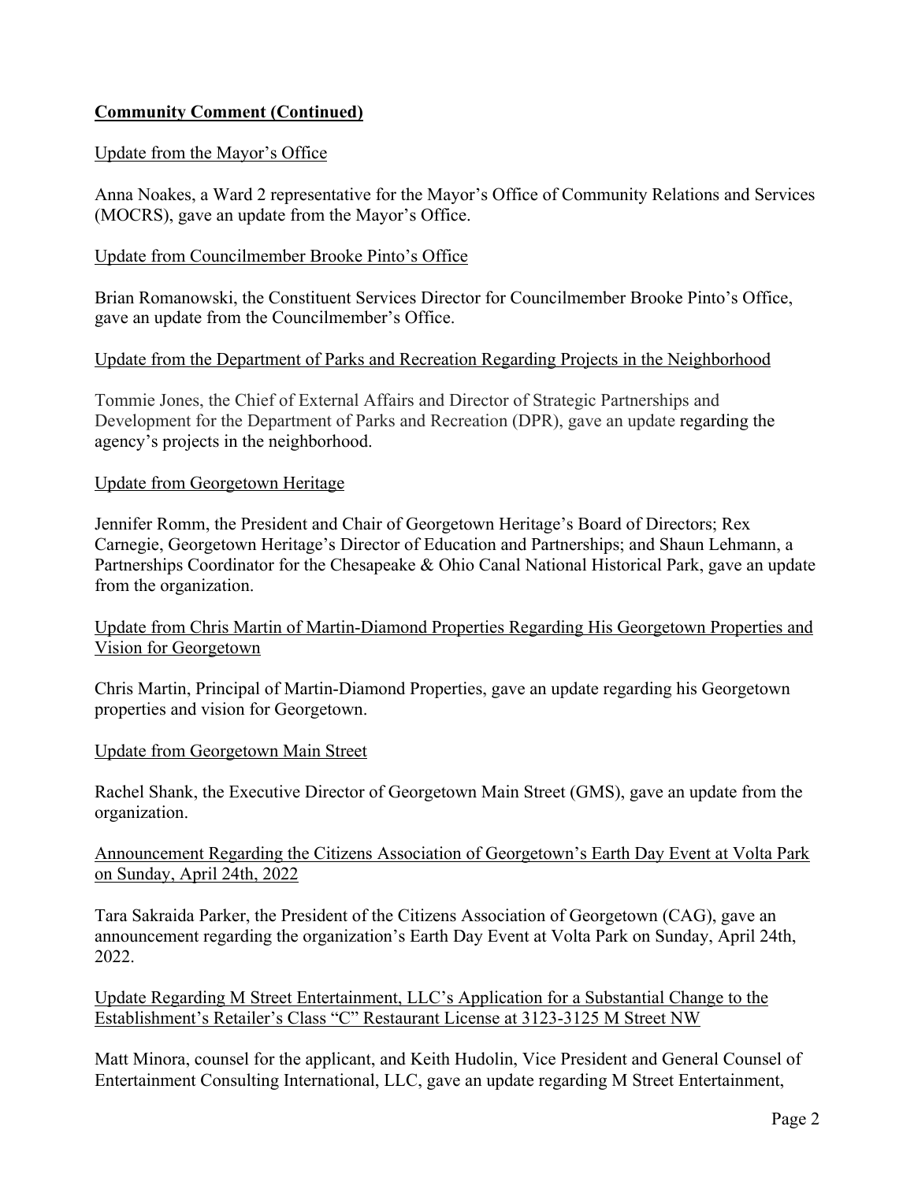## **Community Comment (Continued)**

Update from the Mayor's Office

Anna Noakes, a Ward 2 representative for the Mayor's Office of Community Relations and Services (MOCRS), gave an update from the Mayor's Office.

Update from Councilmember Brooke Pinto's Office

Brian Romanowski, the Constituent Services Director for Councilmember Brooke Pinto's Office, gave an update from the Councilmember's Office.

Update from the Department of Parks and Recreation Regarding Projects in the Neighborhood

Tommie Jones, the Chief of External Affairs and Director of Strategic Partnerships and Development for the Department of Parks and Recreation (DPR), gave an update regarding the agency's projects in the neighborhood.

Update from Georgetown Heritage

Jennifer Romm, the President and Chair of Georgetown Heritage's Board of Directors; Rex Carnegie, Georgetown Heritage's Director of Education and Partnerships; and Shaun Lehmann, a Partnerships Coordinator for the Chesapeake & Ohio Canal National Historical Park, gave an update from the organization.

Update from Chris Martin of Martin-Diamond Properties Regarding His Georgetown Properties and Vision for Georgetown

Chris Martin, Principal of Martin-Diamond Properties, gave an update regarding his Georgetown properties and vision for Georgetown.

Update from Georgetown Main Street

Rachel Shank, the Executive Director of Georgetown Main Street (GMS), gave an update from the organization.

Announcement Regarding the Citizens Association of Georgetown's Earth Day Event at Volta Park on Sunday, April 24th, 2022

Tara Sakraida Parker, the President of the Citizens Association of Georgetown (CAG), gave an announcement regarding the organization's Earth Day Event at Volta Park on Sunday, April 24th, 2022.

Update Regarding M Street Entertainment, LLC's Application for a Substantial Change to the Establishment's Retailer's Class "C" Restaurant License at 3123-3125 M Street NW

Matt Minora, counsel for the applicant, and Keith Hudolin, Vice President and General Counsel of Entertainment Consulting International, LLC, gave an update regarding M Street Entertainment,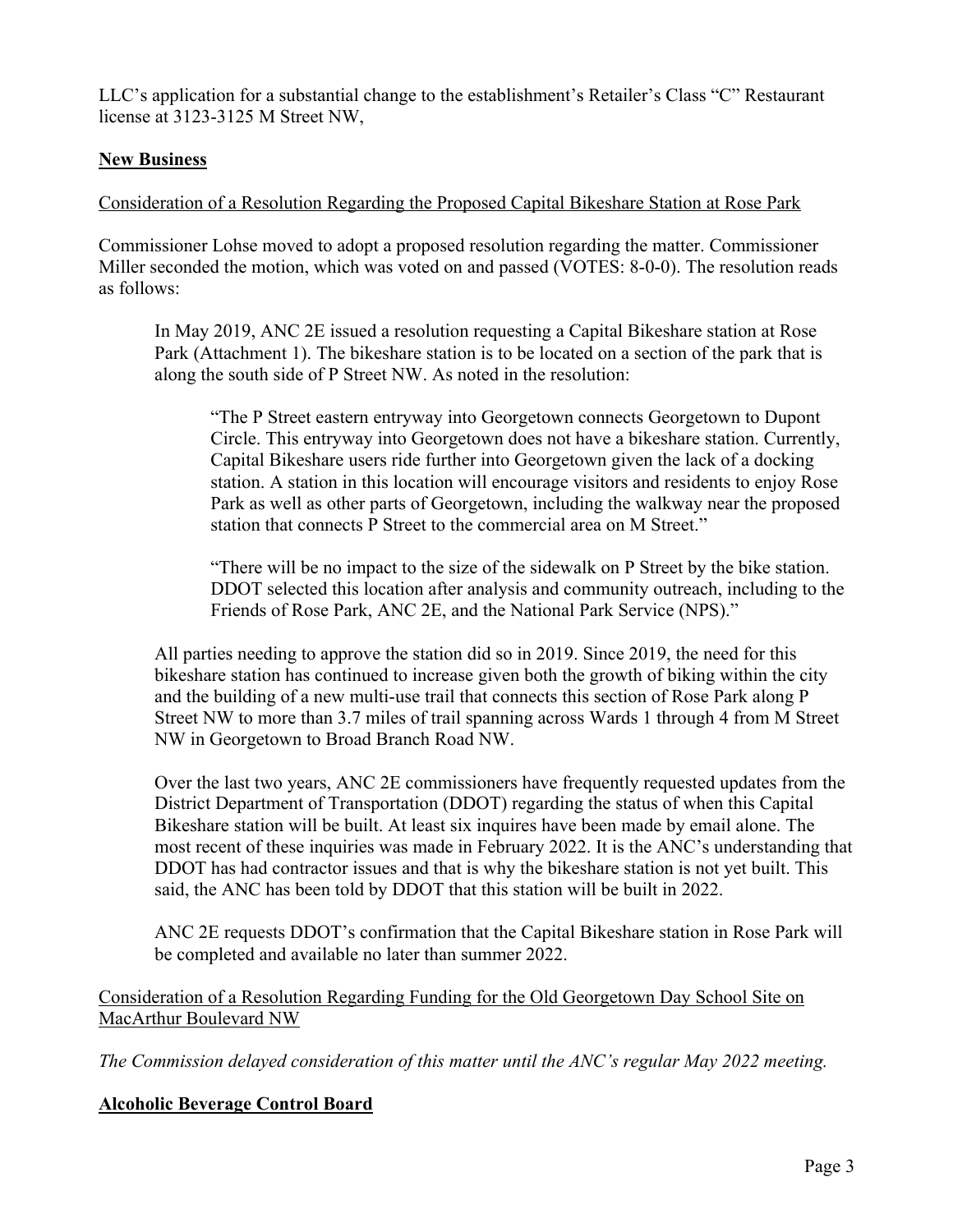LLC's application for a substantial change to the establishment's Retailer's Class "C" Restaurant license at 3123-3125 M Street NW,

## **New Business**

Consideration of a Resolution Regarding the Proposed Capital Bikeshare Station at Rose Park

Commissioner Lohse moved to adopt a proposed resolution regarding the matter. Commissioner Miller seconded the motion, which was voted on and passed (VOTES: 8-0-0). The resolution reads as follows:

> In May 2019, ANC 2E issued a resolution requesting a Capital Bikeshare station at Rose Park (Attachment 1). The bikeshare station is to be located on a section of the park that is along the south side of P Street NW. As noted in the resolution:
>
> > "The P Street eastern entryway into Georgetown connects Georgetown to Dupont Circle. This entryway into Georgetown does not have a bikeshare station. Currently, Capital Bikeshare users ride further into Georgetown given the lack of a docking station. A station in this location will encourage visitors and residents to enjoy Rose Park as well as other parts of Georgetown, including the walkway near the proposed station that connects P Street to the commercial area on M Street."
> >
> > "There will be no impact to the size of the sidewalk on P Street by the bike station. DDOT selected this location after analysis and community outreach, including to the Friends of Rose Park, ANC 2E, and the National Park Service (NPS)."
>
> All parties needing to approve the station did so in 2019. Since 2019, the need for this bikeshare station has continued to increase given both the growth of biking within the city and the building of a new multi-use trail that connects this section of Rose Park along P Street NW to more than 3.7 miles of trail spanning across Wards 1 through 4 from M Street NW in Georgetown to Broad Branch Road NW.
>
> Over the last two years, ANC 2E commissioners have frequently requested updates from the District Department of Transportation (DDOT) regarding the status of when this Capital Bikeshare station will be built. At least six inquires have been made by email alone. The most recent of these inquiries was made in February 2022. It is the ANC's understanding that DDOT has had contractor issues and that is why the bikeshare station is not yet built. This said, the ANC has been told by DDOT that this station will be built in 2022.
>
> ANC 2E requests DDOT's confirmation that the Capital Bikeshare station in Rose Park will be completed and available no later than summer 2022.

Consideration of a Resolution Regarding Funding for the Old Georgetown Day School Site on MacArthur Boulevard NW

*The Commission delayed consideration of this matter until the ANC's regular May 2022 meeting.*

## **Alcoholic Beverage Control Board**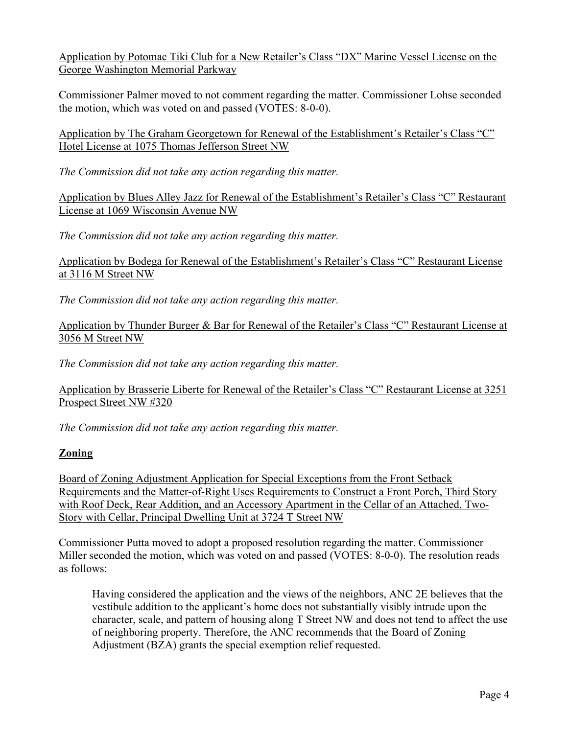<u>Application by Potomac Tiki Club for a New Retailer's Class "DX" Marine Vessel License on the George Washington Memorial Parkway</u>

Commissioner Palmer moved to not comment regarding the matter. Commissioner Lohse seconded the motion, which was voted on and passed (VOTES: 8-0-0).

<u>Application by The Graham Georgetown for Renewal of the Establishment's Retailer's Class "C" Hotel License at 1075 Thomas Jefferson Street NW</u>

*The Commission did not take any action regarding this matter.*

<u>Application by Blues Alley Jazz for Renewal of the Establishment's Retailer's Class "C" Restaurant License at 1069 Wisconsin Avenue NW</u>

*The Commission did not take any action regarding this matter.*

<u>Application by Bodega for Renewal of the Establishment's Retailer's Class "C" Restaurant License at 3116 M Street NW</u>

*The Commission did not take any action regarding this matter.*

<u>Application by Thunder Burger & Bar for Renewal of the Retailer's Class "C" Restaurant License at 3056 M Street NW</u>

*The Commission did not take any action regarding this matter.*

<u>Application by Brasserie Liberte for Renewal of the Retailer's Class "C" Restaurant License at 3251 Prospect Street NW #320</u>

*The Commission did not take any action regarding this matter.*

## Zoning

<u>Board of Zoning Adjustment Application for Special Exceptions from the Front Setback Requirements and the Matter-of-Right Uses Requirements to Construct a Front Porch, Third Story with Roof Deck, Rear Addition, and an Accessory Apartment in the Cellar of an Attached, Two-Story with Cellar, Principal Dwelling Unit at 3724 T Street NW</u>

Commissioner Putta moved to adopt a proposed resolution regarding the matter. Commissioner Miller seconded the motion, which was voted on and passed (VOTES: 8-0-0). The resolution reads as follows:

> Having considered the application and the views of the neighbors, ANC 2E believes that the vestibule addition to the applicant's home does not substantially visibly intrude upon the character, scale, and pattern of housing along T Street NW and does not tend to affect the use of neighboring property. Therefore, the ANC recommends that the Board of Zoning Adjustment (BZA) grants the special exemption relief requested.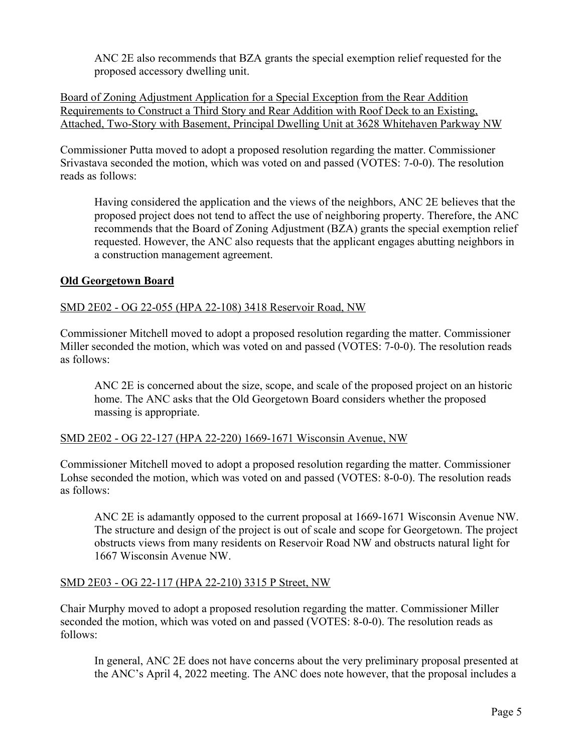ANC 2E also recommends that BZA grants the special exemption relief requested for the proposed accessory dwelling unit.

Board of Zoning Adjustment Application for a Special Exception from the Rear Addition Requirements to Construct a Third Story and Rear Addition with Roof Deck to an Existing, Attached, Two-Story with Basement, Principal Dwelling Unit at 3628 Whitehaven Parkway NW

Commissioner Putta moved to adopt a proposed resolution regarding the matter. Commissioner Srivastava seconded the motion, which was voted on and passed (VOTES: 7-0-0). The resolution reads as follows:

> Having considered the application and the views of the neighbors, ANC 2E believes that the proposed project does not tend to affect the use of neighboring property. Therefore, the ANC recommends that the Board of Zoning Adjustment (BZA) grants the special exemption relief requested. However, the ANC also requests that the applicant engages abutting neighbors in a construction management agreement.

**Old Georgetown Board**

SMD 2E02 - OG 22-055 (HPA 22-108) 3418 Reservoir Road, NW

Commissioner Mitchell moved to adopt a proposed resolution regarding the matter. Commissioner Miller seconded the motion, which was voted on and passed (VOTES: 7-0-0). The resolution reads as follows:

> ANC 2E is concerned about the size, scope, and scale of the proposed project on an historic home. The ANC asks that the Old Georgetown Board considers whether the proposed massing is appropriate.

SMD 2E02 - OG 22-127 (HPA 22-220) 1669-1671 Wisconsin Avenue, NW

Commissioner Mitchell moved to adopt a proposed resolution regarding the matter. Commissioner Lohse seconded the motion, which was voted on and passed (VOTES: 8-0-0). The resolution reads as follows:

> ANC 2E is adamantly opposed to the current proposal at 1669-1671 Wisconsin Avenue NW. The structure and design of the project is out of scale and scope for Georgetown. The project obstructs views from many residents on Reservoir Road NW and obstructs natural light for 1667 Wisconsin Avenue NW.

SMD 2E03 - OG 22-117 (HPA 22-210) 3315 P Street, NW

Chair Murphy moved to adopt a proposed resolution regarding the matter. Commissioner Miller seconded the motion, which was voted on and passed (VOTES: 8-0-0). The resolution reads as follows:

> In general, ANC 2E does not have concerns about the very preliminary proposal presented at the ANC's April 4, 2022 meeting. The ANC does note however, that the proposal includes a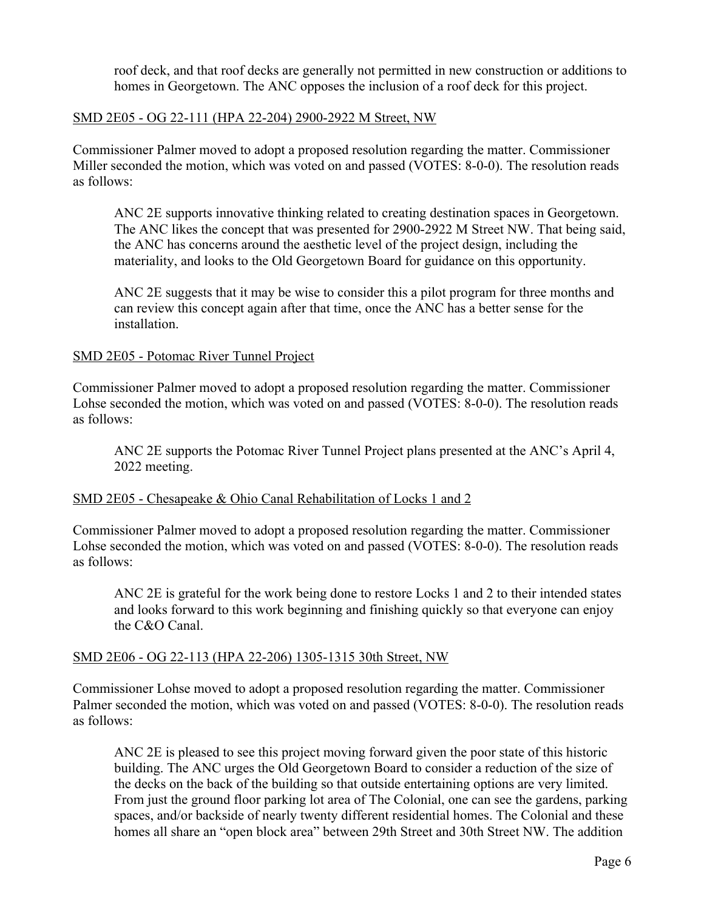roof deck, and that roof decks are generally not permitted in new construction or additions to homes in Georgetown. The ANC opposes the inclusion of a roof deck for this project.

<u>SMD 2E05 - OG 22-111 (HPA 22-204) 2900-2922 M Street, NW</u>

Commissioner Palmer moved to adopt a proposed resolution regarding the matter. Commissioner Miller seconded the motion, which was voted on and passed (VOTES: 8-0-0). The resolution reads as follows:

> ANC 2E supports innovative thinking related to creating destination spaces in Georgetown. The ANC likes the concept that was presented for 2900-2922 M Street NW. That being said, the ANC has concerns around the aesthetic level of the project design, including the materiality, and looks to the Old Georgetown Board for guidance on this opportunity.
>
> ANC 2E suggests that it may be wise to consider this a pilot program for three months and can review this concept again after that time, once the ANC has a better sense for the installation.

<u>SMD 2E05 - Potomac River Tunnel Project</u>

Commissioner Palmer moved to adopt a proposed resolution regarding the matter. Commissioner Lohse seconded the motion, which was voted on and passed (VOTES: 8-0-0). The resolution reads as follows:

> ANC 2E supports the Potomac River Tunnel Project plans presented at the ANC's April 4, 2022 meeting.

<u>SMD 2E05 - Chesapeake & Ohio Canal Rehabilitation of Locks 1 and 2</u>

Commissioner Palmer moved to adopt a proposed resolution regarding the matter. Commissioner Lohse seconded the motion, which was voted on and passed (VOTES: 8-0-0). The resolution reads as follows:

> ANC 2E is grateful for the work being done to restore Locks 1 and 2 to their intended states and looks forward to this work beginning and finishing quickly so that everyone can enjoy the C&O Canal.

<u>SMD 2E06 - OG 22-113 (HPA 22-206) 1305-1315 30th Street, NW</u>

Commissioner Lohse moved to adopt a proposed resolution regarding the matter. Commissioner Palmer seconded the motion, which was voted on and passed (VOTES: 8-0-0). The resolution reads as follows:

> ANC 2E is pleased to see this project moving forward given the poor state of this historic building. The ANC urges the Old Georgetown Board to consider a reduction of the size of the decks on the back of the building so that outside entertaining options are very limited. From just the ground floor parking lot area of The Colonial, one can see the gardens, parking spaces, and/or backside of nearly twenty different residential homes. The Colonial and these homes all share an "open block area" between 29th Street and 30th Street NW. The addition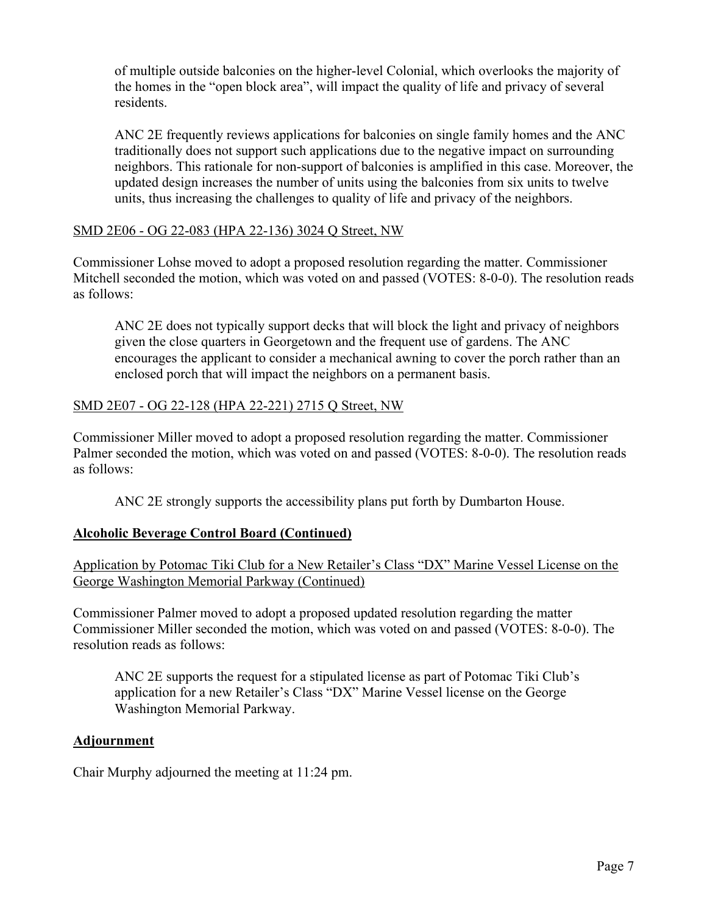of multiple outside balconies on the higher-level Colonial, which overlooks the majority of the homes in the "open block area", will impact the quality of life and privacy of several residents.

> ANC 2E frequently reviews applications for balconies on single family homes and the ANC traditionally does not support such applications due to the negative impact on surrounding neighbors. This rationale for non-support of balconies is amplified in this case. Moreover, the updated design increases the number of units using the balconies from six units to twelve units, thus increasing the challenges to quality of life and privacy of the neighbors.

<u>SMD 2E06 - OG 22-083 (HPA 22-136) 3024 Q Street, NW</u>

Commissioner Lohse moved to adopt a proposed resolution regarding the matter. Commissioner Mitchell seconded the motion, which was voted on and passed (VOTES: 8-0-0). The resolution reads as follows:

> ANC 2E does not typically support decks that will block the light and privacy of neighbors given the close quarters in Georgetown and the frequent use of gardens. The ANC encourages the applicant to consider a mechanical awning to cover the porch rather than an enclosed porch that will impact the neighbors on a permanent basis.

<u>SMD 2E07 - OG 22-128 (HPA 22-221) 2715 Q Street, NW</u>

Commissioner Miller moved to adopt a proposed resolution regarding the matter. Commissioner Palmer seconded the motion, which was voted on and passed (VOTES: 8-0-0). The resolution reads as follows:

> ANC 2E strongly supports the accessibility plans put forth by Dumbarton House.

## Alcoholic Beverage Control Board (Continued)

<u>Application by Potomac Tiki Club for a New Retailer's Class "DX" Marine Vessel License on the George Washington Memorial Parkway (Continued)</u>

Commissioner Palmer moved to adopt a proposed updated resolution regarding the matter Commissioner Miller seconded the motion, which was voted on and passed (VOTES: 8-0-0). The resolution reads as follows:

> ANC 2E supports the request for a stipulated license as part of Potomac Tiki Club's application for a new Retailer's Class "DX" Marine Vessel license on the George Washington Memorial Parkway.

## Adjournment

Chair Murphy adjourned the meeting at 11:24 pm.